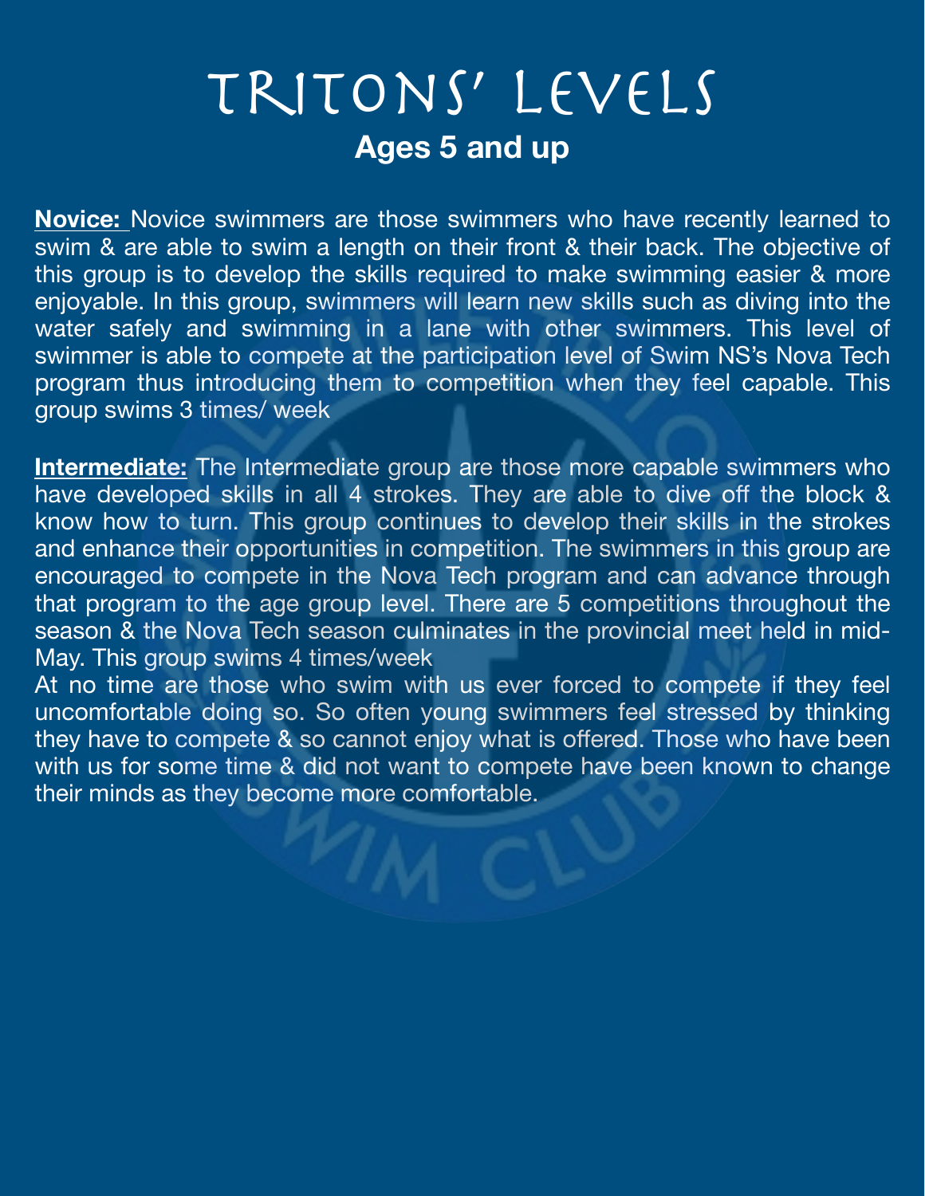# Tritons' Levels

## Ages 5 and up

**Novice:** Novice swimmers are those swimmers who have recently learned to swim & are able to swim a length on their front & their back. The objective of this group is to develop the skills required to make swimming easier & more enjoyable. In this group, swimmers will learn new skills such as diving into the water safely and swimming in a lane with other swimmers. This level of swimmer is able to compete at the participation level of Swim NS's Nova Tech program thus introducing them to competition when they feel capable. This group swims 3 times/ week

**Intermediate:** The Intermediate group are those more capable swimmers who have developed skills in all 4 strokes. They are able to dive off the block & know how to turn. This group continues to develop their skills in the strokes and enhance their opportunities in competition. The swimmers in this group are encouraged to compete in the Nova Tech program and can advance through that program to the age group level. There are 5 competitions throughout the season & the Nova Tech season culminates in the provincial meet held in mid-May. This group swims 4 times/week

At no time are those who swim with us ever forced to compete if they feel uncomfortable doing so. So often young swimmers feel stressed by thinking they have to compete & so cannot enjoy what is offered. Those who have been with us for some time & did not want to compete have been known to change their minds as they become more comfortable.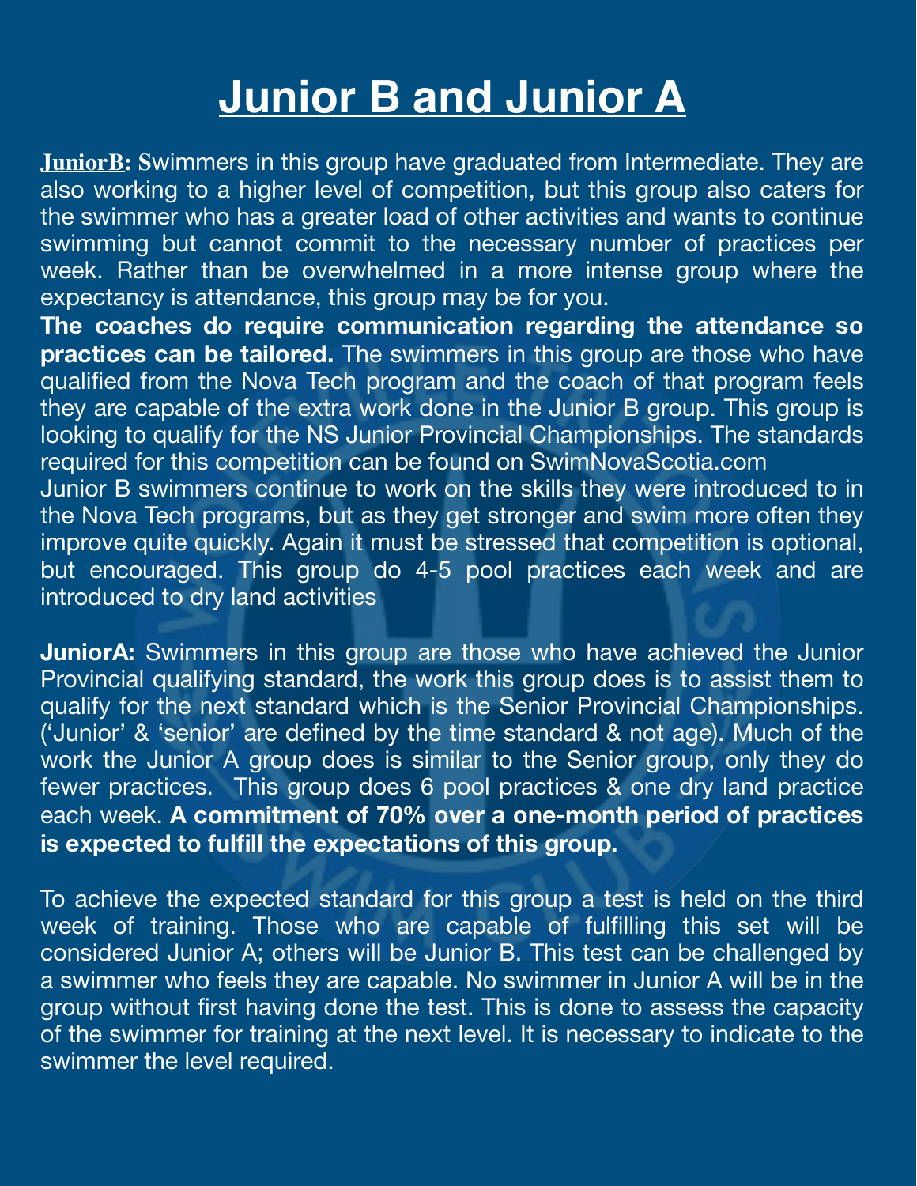# Junior B and Junior A

**JuniorB:** Swimmers in this group have graduated from Intermediate. They are also working to a higher level of competition, but this group also caters for the swimmer who has a greater load of other activities and wants to continue swimming but cannot commit to the necessary number of practices per week. Rather than be overwhelmed in a more intense group where the expectancy is attendance, this group may be for you.

**The coaches do require communication regarding the attendance so practices can be tailored.** The swimmers in this group are those who have qualified from the Nova Tech program and the coach of that program feels they are capable of the extra work done in the Junior B group. This group is looking to qualify for the NS Junior Provincial Championships. The standards required for this competition can be found on SwimNovaScotia.com

Junior B swimmers continue to work on the skills they were introduced to in the Nova Tech programs, but as they get stronger and swim more often they improve quite quickly. Again it must be stressed that competition is optional, but encouraged. This group do 4-5 pool practices each week and are introduced to dry land activities

**JuniorA:** Swimmers in this group are those who have achieved the Junior Provincial qualifying standard, the work this group does is to assist them to qualify for the next standard which is the Senior Provincial Championships. ('Junior' & 'senior' are defined by the time standard & not age). Much of the work the Junior A group does is similar to the Senior group, only they do fewer practices. This group does 6 pool practices & one dry land practice each week. **A commitment of 70% over a one-month period of practices is expected to fulfill the expectations of this group.**

To achieve the expected standard for this group a test is held on the third week of training. Those who are capable of fulfilling this set will be considered Junior A; others will be Junior B. This test can be challenged by a swimmer who feels they are capable. No swimmer in Junior A will be in the group without first having done the test. This is done to assess the capacity of the swimmer for training at the next level. It is necessary to indicate to the swimmer the level required.